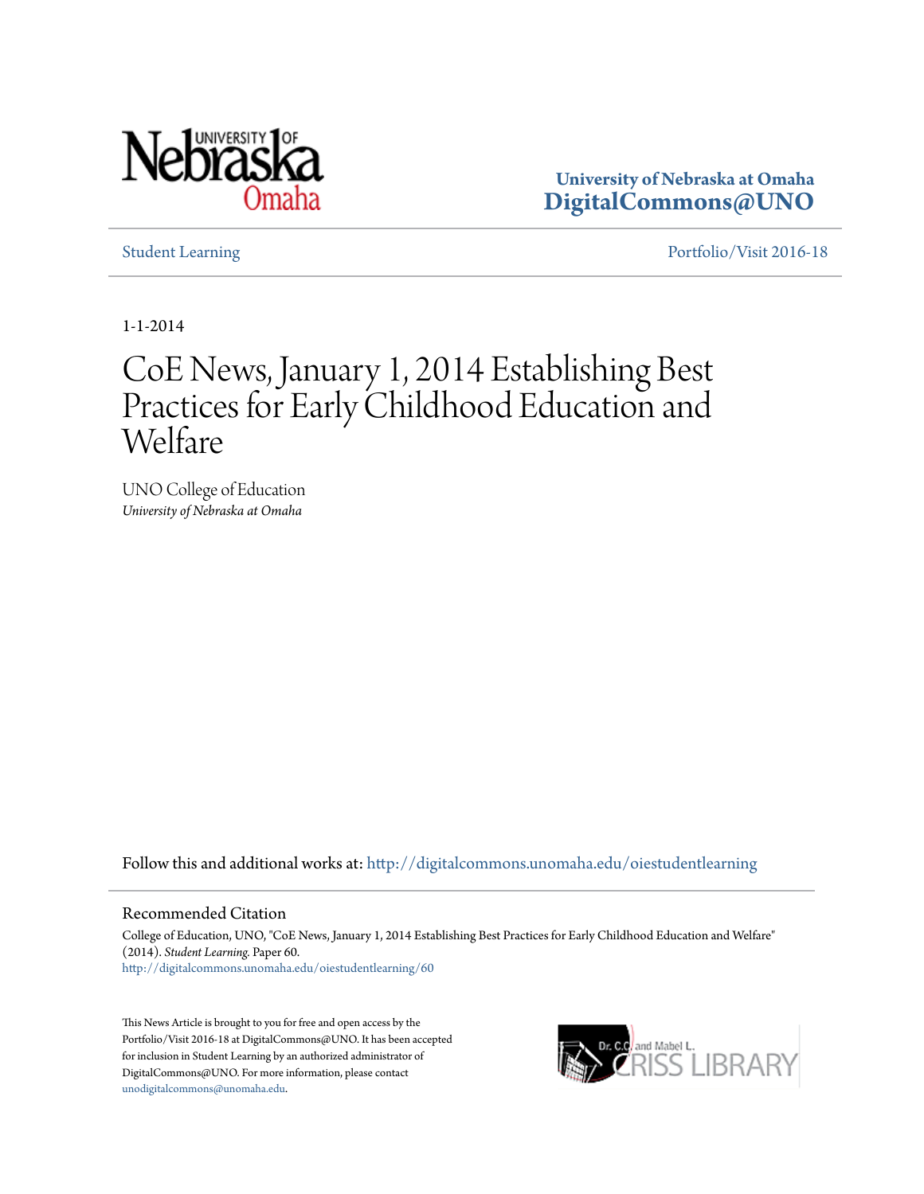University of Nebraska at Omaha
DigitalCommons@UNO

Student Learning | Portfolio/Visit 2016-18

1-1-2014

# CoE News, January 1, 2014 Establishing Best Practices for Early Childhood Education and Welfare

UNO College of Education
*University of Nebraska at Omaha*

Follow this and additional works at: http://digitalcommons.unomaha.edu/oiestudentlearning

## Recommended Citation

College of Education, UNO, "CoE News, January 1, 2014 Establishing Best Practices for Early Childhood Education and Welfare" (2014). *Student Learning.* Paper 60.
http://digitalcommons.unomaha.edu/oiestudentlearning/60

This News Article is brought to you for free and open access by the Portfolio/Visit 2016-18 at DigitalCommons@UNO. It has been accepted for inclusion in Student Learning by an authorized administrator of DigitalCommons@UNO. For more information, please contact unodigitalcommons@unomaha.edu.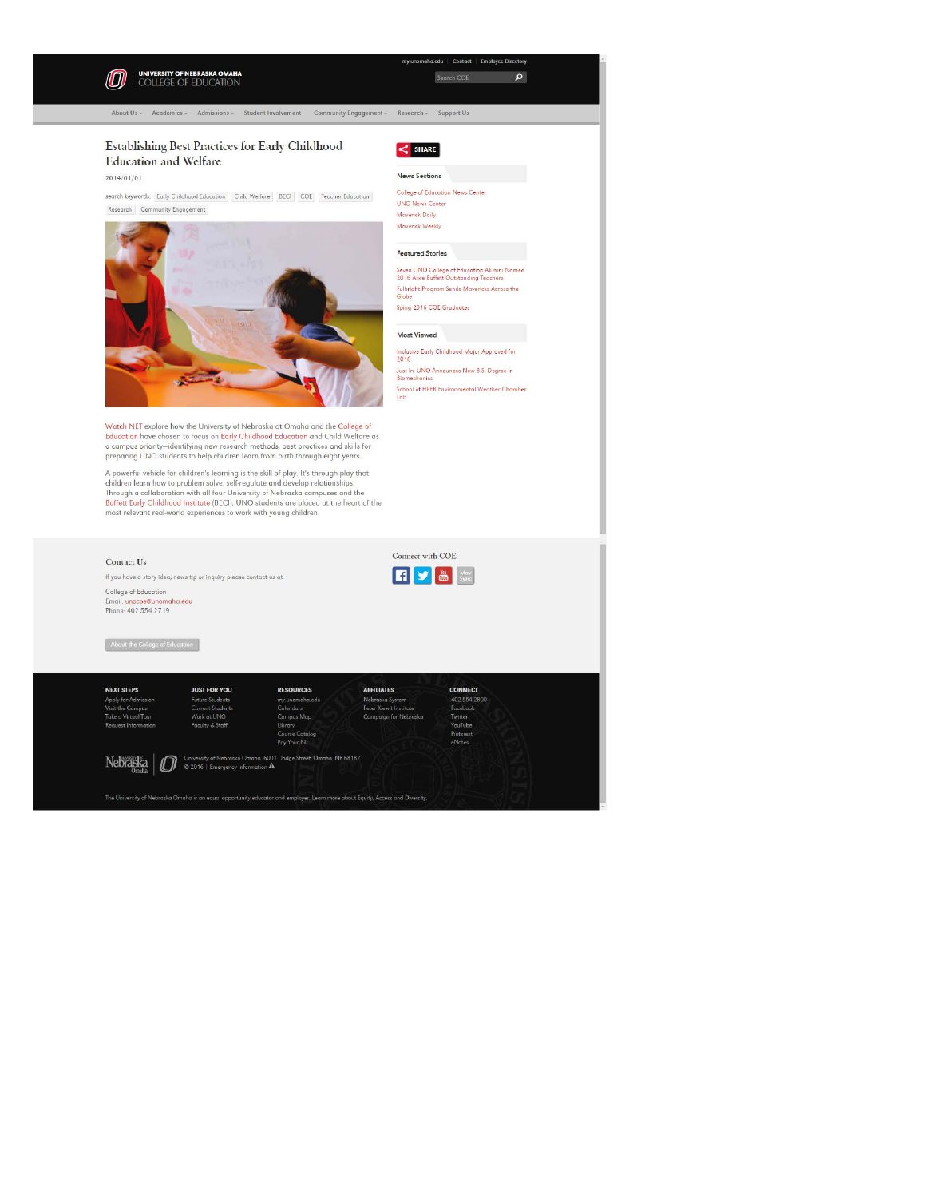my.unomaha.edu | Contact | Employee Directory

UNIVERSITY OF NEBRASKA OMAHA
COLLEGE OF EDUCATION

Search COE

About Us · Academics · Admissions · Student Involvement · Community Engagement · Research · Support Us

# Establishing Best Practices for Early Childhood Education and Welfare

2014/01/01

search keywords: Early Childhood Education | Child Welfare | BECI | COE | Teacher Education | Research | Community Engagement

Watch NET explore how the University of Nebraska at Omaha and the College of Education have chosen to focus on Early Childhood Education and Child Welfare as a campus priority—identifying new research methods, best practices and skills for preparing UNO students to help children learn from birth through eight years.

A powerful vehicle for children's learning is the skill of play. It's through play that children learn how to problem solve, self-regulate and develop relationships. Through a collaboration with all four University of Nebraska campuses and the Buffett Early Childhood Institute (BECI), UNO students are placed at the heart of the most relevant real-world experiences to work with young children.

SHARE

### News Sections

- College of Education News Center
- UNO News Center
- Maverick Daily
- Maverick Weekly

### Featured Stories

- Seven UNO College of Education Alumni Named 2016 Alice Buffett Outstanding Teachers
- Fulbright Program Sends Mavericks Across the Globe
- Sping 2016 COE Graduates

### Most Viewed

- Inclusive Early Childhood Major Approved for 2016
- Just In: UNO Announces New B.S. Degree in Biomechanics
- School of HPER Environmental Weather Chamber Lab

## Contact Us

If you have a story idea, news tip or inquiry please contact us at:

College of Education
Email: unocoe@unomaha.edu
Phone: 402.554.2719

About the College of Education

## Connect with COE

**NEXT STEPS**
- Apply for Admission
- Visit the Campus
- Take a Virtual Tour
- Request Information

**JUST FOR YOU**
- Future Students
- Current Students
- Work at UNO
- Faculty & Staff

**RESOURCES**
- my.unomaha.edu
- Calendars
- Campus Map
- Library
- Course Catalog
- Pay Your Bill

**AFFILIATES**
- Nebraska System
- Peter Kiewit Institute
- Campaign for Nebraska

**CONNECT**
- 402.554.2800
- Facebook
- Twitter
- YouTube
- Pinterest
- eNotes

University of Nebraska Omaha, 6001 Dodge Street, Omaha, NE 68182
© 2016 | Emergency Information

The University of Nebraska Omaha is an equal opportunity educator and employer. Learn more about Equity, Access and Diversity.